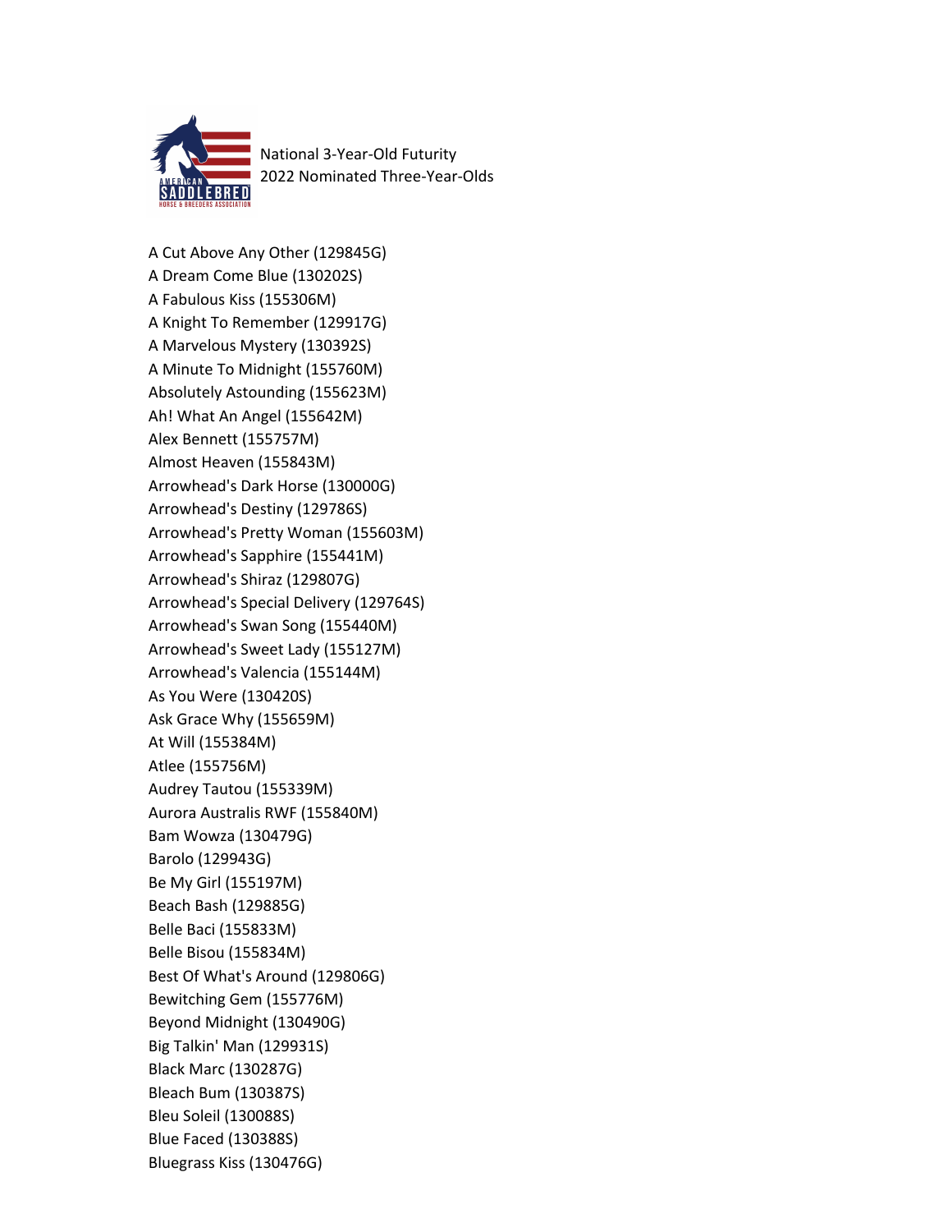National 3-Year-Old Futurity
2022 Nominated Three-Year-Olds

A Cut Above Any Other (129845G)
A Dream Come Blue (130202S)
A Fabulous Kiss (155306M)
A Knight To Remember (129917G)
A Marvelous Mystery (130392S)
A Minute To Midnight (155760M)
Absolutely Astounding (155623M)
Ah! What An Angel (155642M)
Alex Bennett (155757M)
Almost Heaven (155843M)
Arrowhead's Dark Horse (130000G)
Arrowhead's Destiny (129786S)
Arrowhead's Pretty Woman (155603M)
Arrowhead's Sapphire (155441M)
Arrowhead's Shiraz (129807G)
Arrowhead's Special Delivery (129764S)
Arrowhead's Swan Song (155440M)
Arrowhead's Sweet Lady (155127M)
Arrowhead's Valencia (155144M)
As You Were (130420S)
Ask Grace Why (155659M)
At Will (155384M)
Atlee (155756M)
Audrey Tautou (155339M)
Aurora Australis RWF (155840M)
Bam Wowza (130479G)
Barolo (129943G)
Be My Girl (155197M)
Beach Bash (129885G)
Belle Baci (155833M)
Belle Bisou (155834M)
Best Of What's Around (129806G)
Bewitching Gem (155776M)
Beyond Midnight (130490G)
Big Talkin' Man (129931S)
Black Marc (130287G)
Bleach Bum (130387S)
Bleu Soleil (130088S)
Blue Faced (130388S)
Bluegrass Kiss (130476G)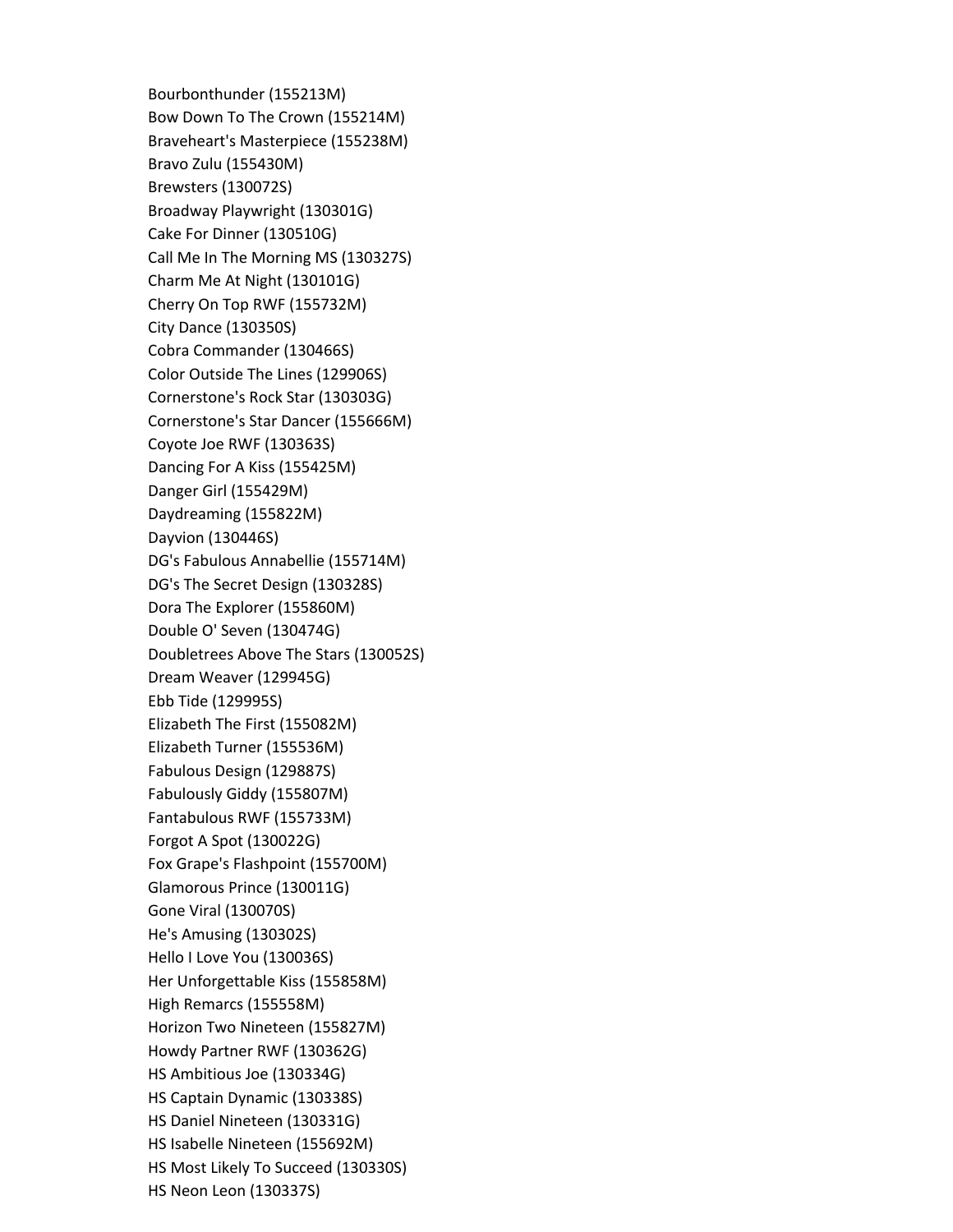Bourbonthunder (155213M)
Bow Down To The Crown (155214M)
Braveheart's Masterpiece (155238M)
Bravo Zulu (155430M)
Brewsters (130072S)
Broadway Playwright (130301G)
Cake For Dinner (130510G)
Call Me In The Morning MS (130327S)
Charm Me At Night (130101G)
Cherry On Top RWF (155732M)
City Dance (130350S)
Cobra Commander (130466S)
Color Outside The Lines (129906S)
Cornerstone's Rock Star (130303G)
Cornerstone's Star Dancer (155666M)
Coyote Joe RWF (130363S)
Dancing For A Kiss (155425M)
Danger Girl (155429M)
Daydreaming (155822M)
Dayvion (130446S)
DG's Fabulous Annabellie (155714M)
DG's The Secret Design (130328S)
Dora The Explorer (155860M)
Double O' Seven (130474G)
Doubletrees Above The Stars (130052S)
Dream Weaver (129945G)
Ebb Tide (129995S)
Elizabeth The First (155082M)
Elizabeth Turner (155536M)
Fabulous Design (129887S)
Fabulously Giddy (155807M)
Fantabulous RWF (155733M)
Forgot A Spot (130022G)
Fox Grape's Flashpoint (155700M)
Glamorous Prince (130011G)
Gone Viral (130070S)
He's Amusing (130302S)
Hello I Love You (130036S)
Her Unforgettable Kiss (155858M)
High Remarcs (155558M)
Horizon Two Nineteen (155827M)
Howdy Partner RWF (130362G)
HS Ambitious Joe (130334G)
HS Captain Dynamic (130338S)
HS Daniel Nineteen (130331G)
HS Isabelle Nineteen (155692M)
HS Most Likely To Succeed (130330S)
HS Neon Leon (130337S)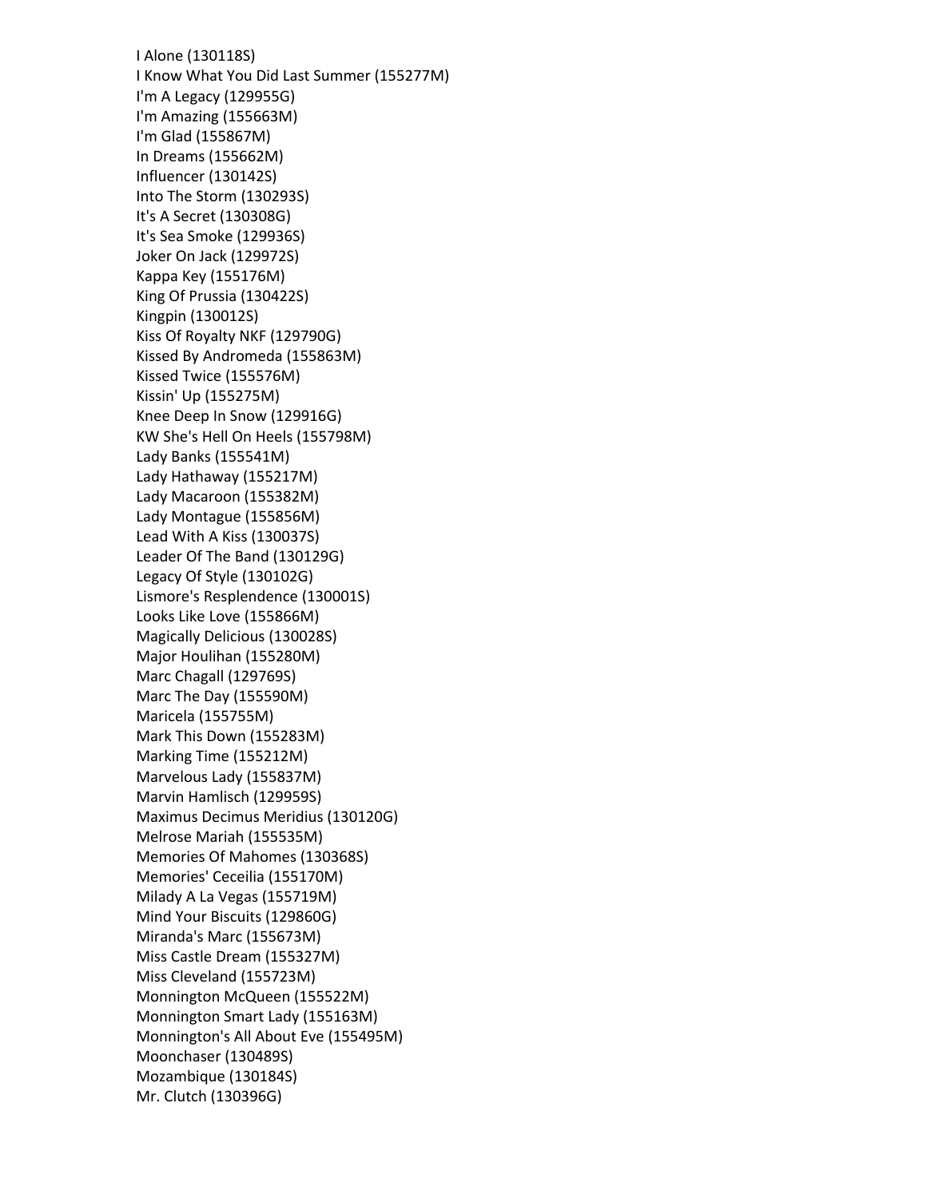I Alone (130118S)
I Know What You Did Last Summer (155277M)
I'm A Legacy (129955G)
I'm Amazing (155663M)
I'm Glad (155867M)
In Dreams (155662M)
Influencer (130142S)
Into The Storm (130293S)
It's A Secret (130308G)
It's Sea Smoke (129936S)
Joker On Jack (129972S)
Kappa Key (155176M)
King Of Prussia (130422S)
Kingpin (130012S)
Kiss Of Royalty NKF (129790G)
Kissed By Andromeda (155863M)
Kissed Twice (155576M)
Kissin' Up (155275M)
Knee Deep In Snow (129916G)
KW She's Hell On Heels (155798M)
Lady Banks (155541M)
Lady Hathaway (155217M)
Lady Macaroon (155382M)
Lady Montague (155856M)
Lead With A Kiss (130037S)
Leader Of The Band (130129G)
Legacy Of Style (130102G)
Lismore's Resplendence (130001S)
Looks Like Love (155866M)
Magically Delicious (130028S)
Major Houlihan (155280M)
Marc Chagall (129769S)
Marc The Day (155590M)
Maricela (155755M)
Mark This Down (155283M)
Marking Time (155212M)
Marvelous Lady (155837M)
Marvin Hamlisch (129959S)
Maximus Decimus Meridius (130120G)
Melrose Mariah (155535M)
Memories Of Mahomes (130368S)
Memories' Ceceilia (155170M)
Milady A La Vegas (155719M)
Mind Your Biscuits (129860G)
Miranda's Marc (155673M)
Miss Castle Dream (155327M)
Miss Cleveland (155723M)
Monnington McQueen (155522M)
Monnington Smart Lady (155163M)
Monnington's All About Eve (155495M)
Moonchaser (130489S)
Mozambique (130184S)
Mr. Clutch (130396G)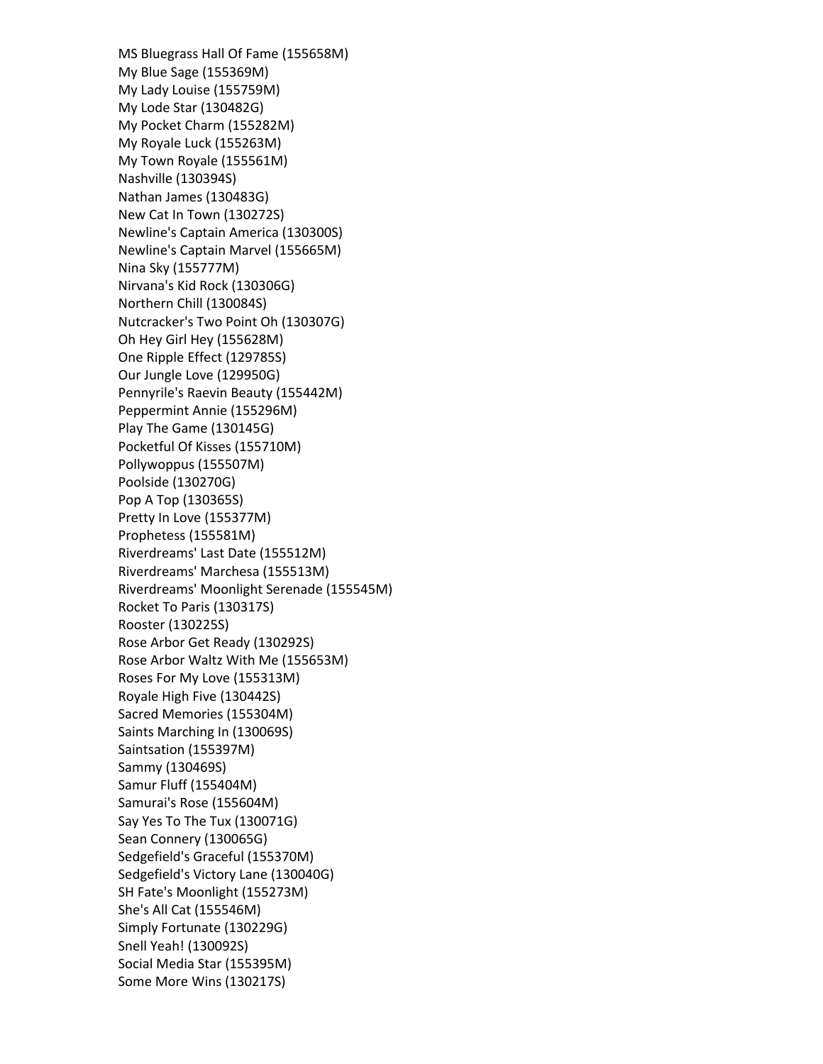MS Bluegrass Hall Of Fame (155658M)
My Blue Sage (155369M)
My Lady Louise (155759M)
My Lode Star (130482G)
My Pocket Charm (155282M)
My Royale Luck (155263M)
My Town Royale (155561M)
Nashville (130394S)
Nathan James (130483G)
New Cat In Town (130272S)
Newline's Captain America (130300S)
Newline's Captain Marvel (155665M)
Nina Sky (155777M)
Nirvana's Kid Rock (130306G)
Northern Chill (130084S)
Nutcracker's Two Point Oh (130307G)
Oh Hey Girl Hey (155628M)
One Ripple Effect (129785S)
Our Jungle Love (129950G)
Pennyrile's Raevin Beauty (155442M)
Peppermint Annie (155296M)
Play The Game (130145G)
Pocketful Of Kisses (155710M)
Pollywoppus (155507M)
Poolside (130270G)
Pop A Top (130365S)
Pretty In Love (155377M)
Prophetess (155581M)
Riverdreams' Last Date (155512M)
Riverdreams' Marchesa (155513M)
Riverdreams' Moonlight Serenade (155545M)
Rocket To Paris (130317S)
Rooster (130225S)
Rose Arbor Get Ready (130292S)
Rose Arbor Waltz With Me (155653M)
Roses For My Love (155313M)
Royale High Five (130442S)
Sacred Memories (155304M)
Saints Marching In (130069S)
Saintsation (155397M)
Sammy (130469S)
Samur Fluff (155404M)
Samurai's Rose (155604M)
Say Yes To The Tux (130071G)
Sean Connery (130065G)
Sedgefield's Graceful (155370M)
Sedgefield's Victory Lane (130040G)
SH Fate's Moonlight (155273M)
She's All Cat (155546M)
Simply Fortunate (130229G)
Snell Yeah! (130092S)
Social Media Star (155395M)
Some More Wins (130217S)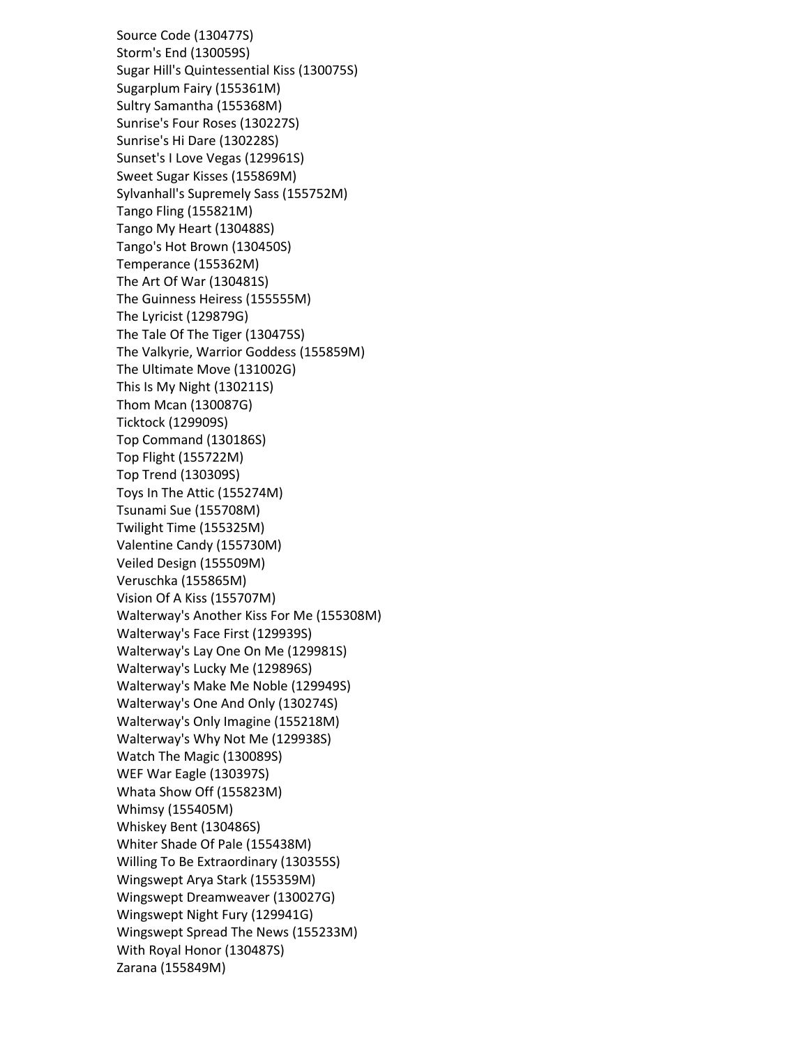Source Code (130477S)
Storm's End (130059S)
Sugar Hill's Quintessential Kiss (130075S)
Sugarplum Fairy (155361M)
Sultry Samantha (155368M)
Sunrise's Four Roses (130227S)
Sunrise's Hi Dare (130228S)
Sunset's I Love Vegas (129961S)
Sweet Sugar Kisses (155869M)
Sylvanhall's Supremely Sass (155752M)
Tango Fling (155821M)
Tango My Heart (130488S)
Tango's Hot Brown (130450S)
Temperance (155362M)
The Art Of War (130481S)
The Guinness Heiress (155555M)
The Lyricist (129879G)
The Tale Of The Tiger (130475S)
The Valkyrie, Warrior Goddess (155859M)
The Ultimate Move (131002G)
This Is My Night (130211S)
Thom Mcan (130087G)
Ticktock (129909S)
Top Command (130186S)
Top Flight (155722M)
Top Trend (130309S)
Toys In The Attic (155274M)
Tsunami Sue (155708M)
Twilight Time (155325M)
Valentine Candy (155730M)
Veiled Design (155509M)
Veruschka (155865M)
Vision Of A Kiss (155707M)
Walterway's Another Kiss For Me (155308M)
Walterway's Face First (129939S)
Walterway's Lay One On Me (129981S)
Walterway's Lucky Me (129896S)
Walterway's Make Me Noble (129949S)
Walterway's One And Only (130274S)
Walterway's Only Imagine (155218M)
Walterway's Why Not Me (129938S)
Watch The Magic (130089S)
WEF War Eagle (130397S)
Whata Show Off (155823M)
Whimsy (155405M)
Whiskey Bent (130486S)
Whiter Shade Of Pale (155438M)
Willing To Be Extraordinary (130355S)
Wingswept Arya Stark (155359M)
Wingswept Dreamweaver (130027G)
Wingswept Night Fury (129941G)
Wingswept Spread The News (155233M)
With Royal Honor (130487S)
Zarana (155849M)